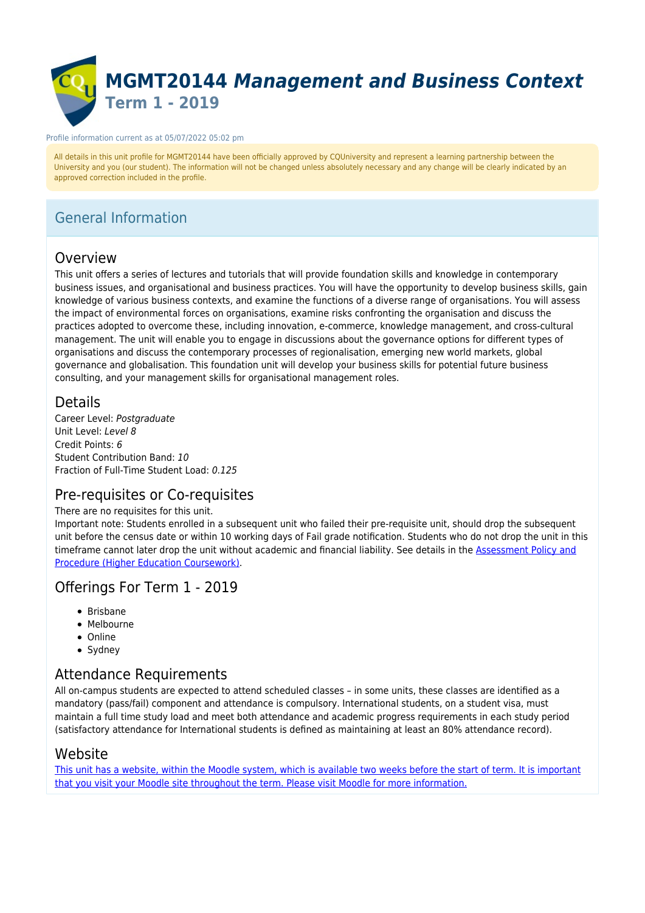# MGMT20144 *Management and Business Context*

## Term 1 - 2019

Profile information current as at 05/07/2022 05:02 pm

All details in this unit profile for MGMT20144 have been officially approved by CQUniversity and represent a learning partnership between the University and you (our student). The information will not be changed unless absolutely necessary and any change will be clearly indicated by an approved correction included in the profile.

## General Information

### Overview

This unit offers a series of lectures and tutorials that will provide foundation skills and knowledge in contemporary business issues, and organisational and business practices. You will have the opportunity to develop business skills, gain knowledge of various business contexts, and examine the functions of a diverse range of organisations. You will assess the impact of environmental forces on organisations, examine risks confronting the organisation and discuss the practices adopted to overcome these, including innovation, e-commerce, knowledge management, and cross-cultural management. The unit will enable you to engage in discussions about the governance options for different types of organisations and discuss the contemporary processes of regionalisation, emerging new world markets, global governance and globalisation. This foundation unit will develop your business skills for potential future business consulting, and your management skills for organisational management roles.

### Details

Career Level: *Postgraduate*
Unit Level: *Level 8*
Credit Points: *6*
Student Contribution Band: *10*
Fraction of Full-Time Student Load: *0.125*

### Pre-requisites or Co-requisites

There are no requisites for this unit.
Important note: Students enrolled in a subsequent unit who failed their pre-requisite unit, should drop the subsequent unit before the census date or within 10 working days of Fail grade notification. Students who do not drop the unit in this timeframe cannot later drop the unit without academic and financial liability. See details in the Assessment Policy and Procedure (Higher Education Coursework).

### Offerings For Term 1 - 2019

- Brisbane
- Melbourne
- Online
- Sydney

### Attendance Requirements

All on-campus students are expected to attend scheduled classes – in some units, these classes are identified as a mandatory (pass/fail) component and attendance is compulsory. International students, on a student visa, must maintain a full time study load and meet both attendance and academic progress requirements in each study period (satisfactory attendance for International students is defined as maintaining at least an 80% attendance record).

### Website

This unit has a website, within the Moodle system, which is available two weeks before the start of term. It is important that you visit your Moodle site throughout the term. Please visit Moodle for more information.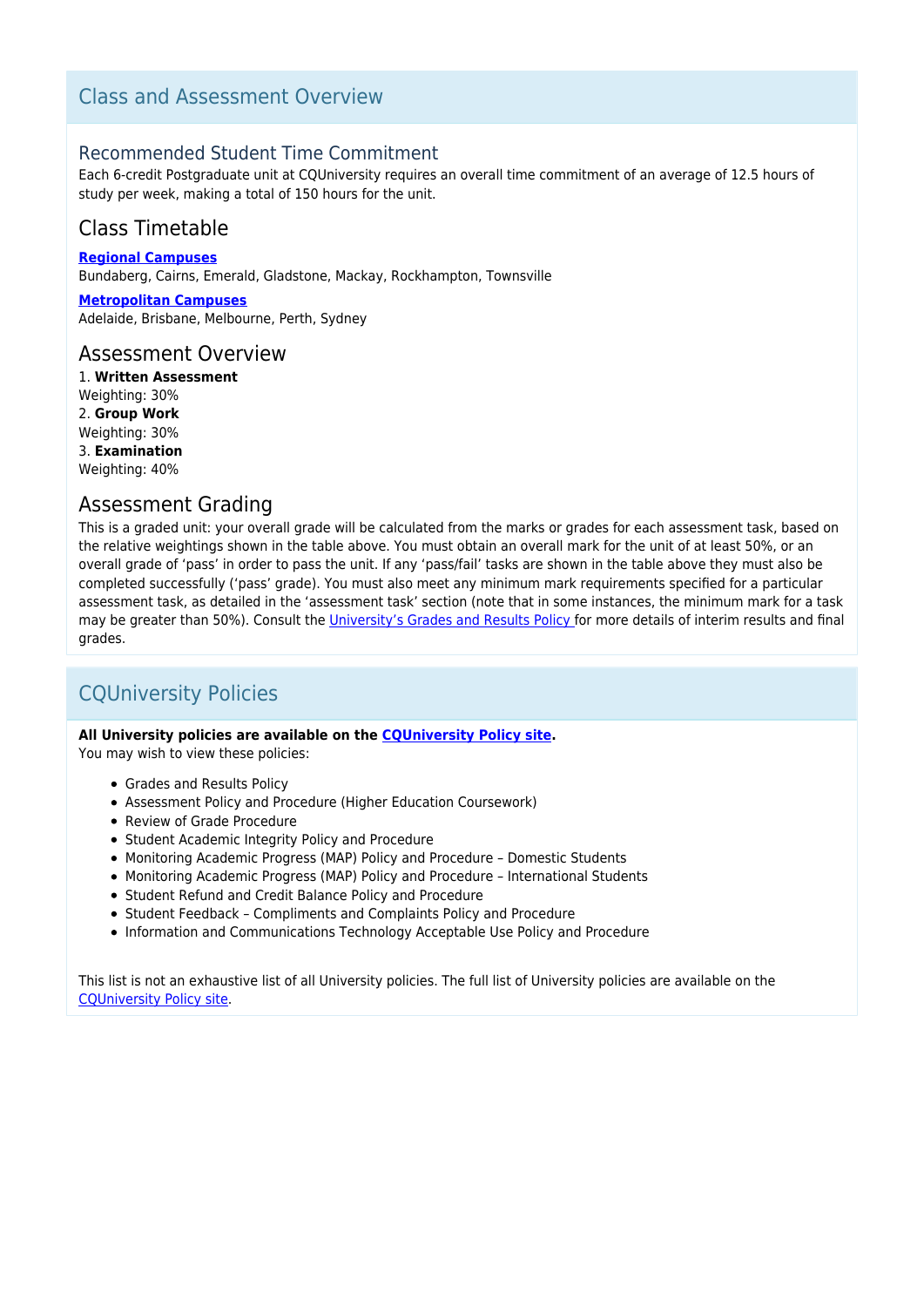## Class and Assessment Overview

### Recommended Student Time Commitment

Each 6-credit Postgraduate unit at CQUniversity requires an overall time commitment of an average of 12.5 hours of study per week, making a total of 150 hours for the unit.

### Class Timetable

**Regional Campuses**
Bundaberg, Cairns, Emerald, Gladstone, Mackay, Rockhampton, Townsville

**Metropolitan Campuses**
Adelaide, Brisbane, Melbourne, Perth, Sydney

### Assessment Overview

1. **Written Assessment**
Weighting: 30%
2. **Group Work**
Weighting: 30%
3. **Examination**
Weighting: 40%

### Assessment Grading

This is a graded unit: your overall grade will be calculated from the marks or grades for each assessment task, based on the relative weightings shown in the table above. You must obtain an overall mark for the unit of at least 50%, or an overall grade of 'pass' in order to pass the unit. If any 'pass/fail' tasks are shown in the table above they must also be completed successfully ('pass' grade). You must also meet any minimum mark requirements specified for a particular assessment task, as detailed in the 'assessment task' section (note that in some instances, the minimum mark for a task may be greater than 50%). Consult the University's Grades and Results Policy for more details of interim results and final grades.

## CQUniversity Policies

**All University policies are available on the CQUniversity Policy site.**
You may wish to view these policies:

- Grades and Results Policy
- Assessment Policy and Procedure (Higher Education Coursework)
- Review of Grade Procedure
- Student Academic Integrity Policy and Procedure
- Monitoring Academic Progress (MAP) Policy and Procedure – Domestic Students
- Monitoring Academic Progress (MAP) Policy and Procedure – International Students
- Student Refund and Credit Balance Policy and Procedure
- Student Feedback – Compliments and Complaints Policy and Procedure
- Information and Communications Technology Acceptable Use Policy and Procedure

This list is not an exhaustive list of all University policies. The full list of University policies are available on the CQUniversity Policy site.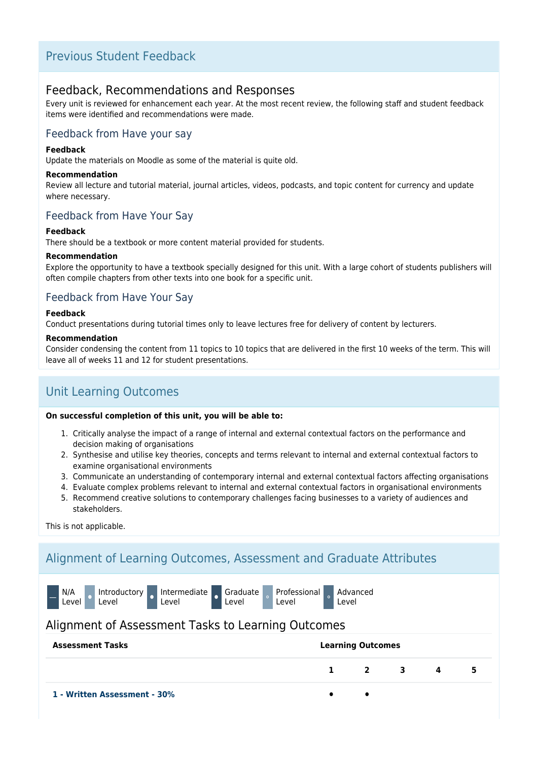## Previous Student Feedback

### Feedback, Recommendations and Responses

Every unit is reviewed for enhancement each year. At the most recent review, the following staff and student feedback items were identified and recommendations were made.

#### Feedback from Have your say

**Feedback**

Update the materials on Moodle as some of the material is quite old.

**Recommendation**

Review all lecture and tutorial material, journal articles, videos, podcasts, and topic content for currency and update where necessary.

#### Feedback from Have Your Say

**Feedback**

There should be a textbook or more content material provided for students.

**Recommendation**

Explore the opportunity to have a textbook specially designed for this unit. With a large cohort of students publishers will often compile chapters from other texts into one book for a specific unit.

#### Feedback from Have Your Say

**Feedback**

Conduct presentations during tutorial times only to leave lectures free for delivery of content by lecturers.

**Recommendation**

Consider condensing the content from 11 topics to 10 topics that are delivered in the first 10 weeks of the term. This will leave all of weeks 11 and 12 for student presentations.

## Unit Learning Outcomes

**On successful completion of this unit, you will be able to:**

1. Critically analyse the impact of a range of internal and external contextual factors on the performance and decision making of organisations
2. Synthesise and utilise key theories, concepts and terms relevant to internal and external contextual factors to examine organisational environments
3. Communicate an understanding of contemporary internal and external contextual factors affecting organisations
4. Evaluate complex problems relevant to internal and external contextual factors in organisational environments
5. Recommend creative solutions to contemporary challenges facing businesses to a variety of audiences and stakeholders.

This is not applicable.

## Alignment of Learning Outcomes, Assessment and Graduate Attributes

— N/A Level · Introductory Level · Intermediate Level · Graduate Level · Professional Level · Advanced Level

### Alignment of Assessment Tasks to Learning Outcomes

| Assessment Tasks | Learning Outcomes | | | | |
|---|---|---|---|---|---|
| | 1 | 2 | 3 | 4 | 5 |
| 1 - Written Assessment - 30% | • | • | | | |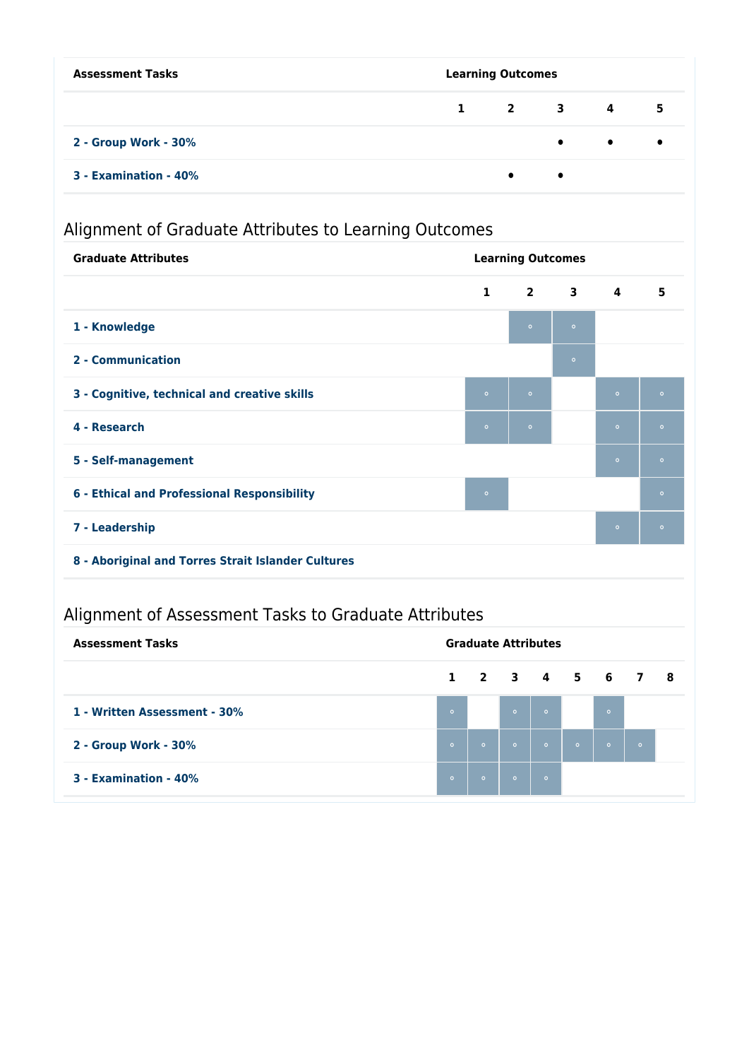| Assessment Tasks | Learning Outcomes | | | | |
|---|---|---|---|---|---|
| | 1 | 2 | 3 | 4 | 5 |
| 2 - Group Work - 30% | | | • | • | • |
| 3 - Examination - 40% | | • | • | | |

## Alignment of Graduate Attributes to Learning Outcomes

| Graduate Attributes | Learning Outcomes | | | | |
|---|---|---|---|---|---|
| | 1 | 2 | 3 | 4 | 5 |
| 1 - Knowledge | | ◦ | ◦ | | |
| 2 - Communication | | | ◦ | | |
| 3 - Cognitive, technical and creative skills | ◦ | ◦ | | ◦ | ◦ |
| 4 - Research | ◦ | ◦ | | ◦ | ◦ |
| 5 - Self-management | | | | ◦ | ◦ |
| 6 - Ethical and Professional Responsibility | ◦ | | | | ◦ |
| 7 - Leadership | | | | ◦ | ◦ |
| 8 - Aboriginal and Torres Strait Islander Cultures | | | | | |

## Alignment of Assessment Tasks to Graduate Attributes

| Assessment Tasks | Graduate Attributes | | | | | | | |
|---|---|---|---|---|---|---|---|---|
| | 1 | 2 | 3 | 4 | 5 | 6 | 7 | 8 |
| 1 - Written Assessment - 30% | ◦ | | ◦ | ◦ | | ◦ | | |
| 2 - Group Work - 30% | ◦ | ◦ | ◦ | ◦ | ◦ | ◦ | ◦ | |
| 3 - Examination - 40% | ◦ | ◦ | ◦ | ◦ | | | | |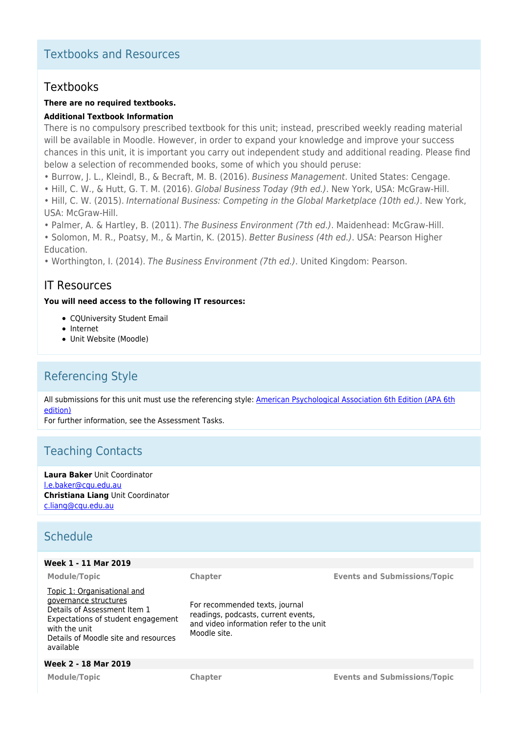## Textbooks and Resources

### Textbooks

**There are no required textbooks.**

**Additional Textbook Information**

There is no compulsory prescribed textbook for this unit; instead, prescribed weekly reading material will be available in Moodle. However, in order to expand your knowledge and improve your success chances in this unit, it is important you carry out independent study and additional reading. Please find below a selection of recommended books, some of which you should peruse:

• Burrow, J. L., Kleindl, B., & Becraft, M. B. (2016). *Business Management*. United States: Cengage.
• Hill, C. W., & Hutt, G. T. M. (2016). *Global Business Today (9th ed.)*. New York, USA: McGraw-Hill.
• Hill, C. W. (2015). *International Business: Competing in the Global Marketplace (10th ed.)*. New York, USA: McGraw-Hill.
• Palmer, A. & Hartley, B. (2011). *The Business Environment (7th ed.)*. Maidenhead: McGraw-Hill.
• Solomon, M. R., Poatsy, M., & Martin, K. (2015). *Better Business (4th ed.)*. USA: Pearson Higher Education.
• Worthington, I. (2014). *The Business Environment (7th ed.)*. United Kingdom: Pearson.

### IT Resources

**You will need access to the following IT resources:**

- CQUniversity Student Email
- Internet
- Unit Website (Moodle)

## Referencing Style

All submissions for this unit must use the referencing style: American Psychological Association 6th Edition (APA 6th edition)
For further information, see the Assessment Tasks.

## Teaching Contacts

**Laura Baker** Unit Coordinator
l.e.baker@cqu.edu.au
**Christiana Liang** Unit Coordinator
c.liang@cqu.edu.au

## Schedule

**Week 1 - 11 Mar 2019**

| Module/Topic | Chapter | Events and Submissions/Topic |
|---|---|---|
| Topic 1: Organisational and governance structures<br>Details of Assessment Item 1<br>Expectations of student engagement with the unit<br>Details of Moodle site and resources available | For recommended texts, journal readings, podcasts, current events, and video information refer to the unit Moodle site. | |

**Week 2 - 18 Mar 2019**

| Module/Topic | Chapter | Events and Submissions/Topic |
|---|---|---|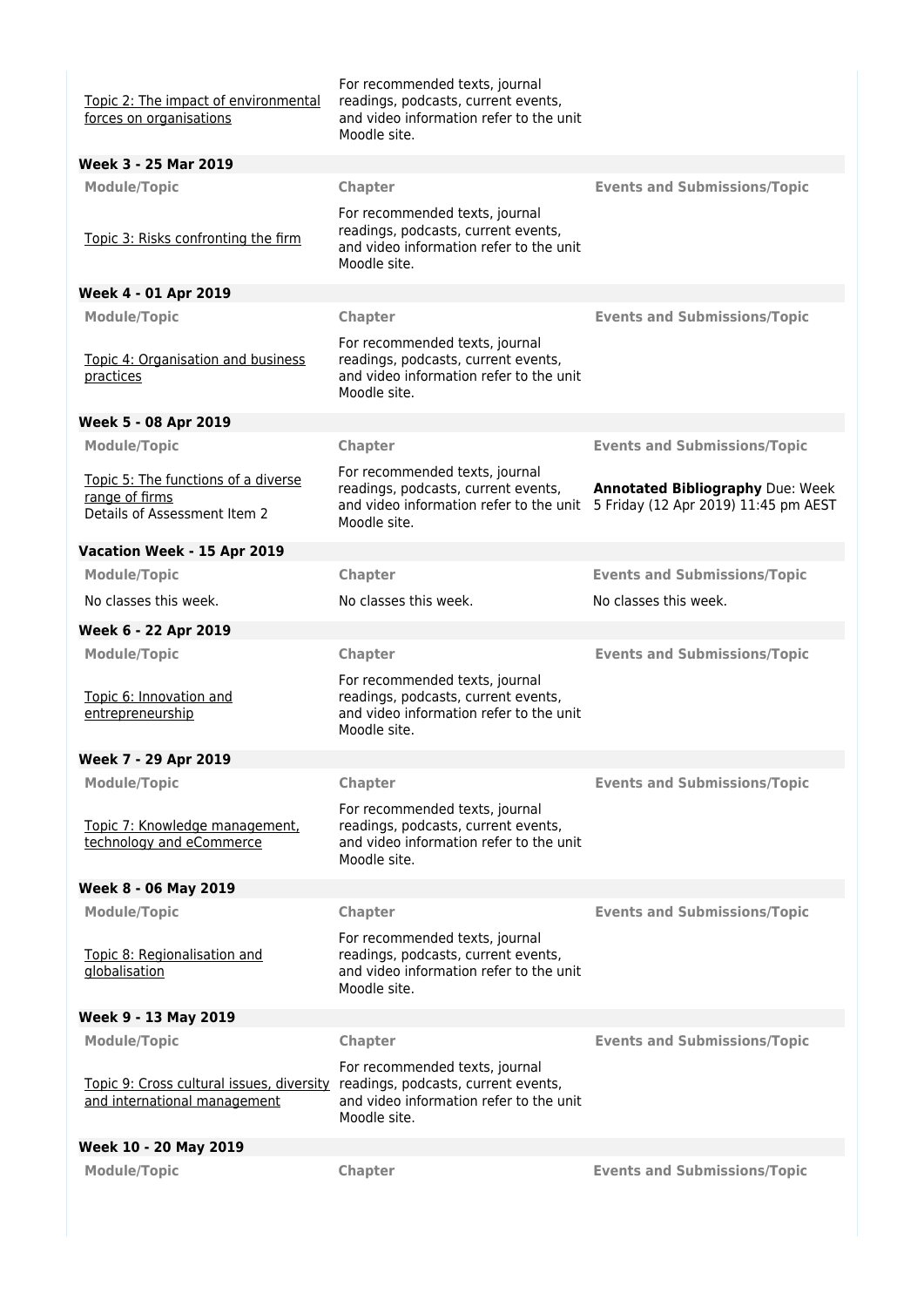| Module/Topic | Chapter | Events and Submissions/Topic |
| --- | --- | --- |
| Topic 2: The impact of environmental forces on organisations | For recommended texts, journal readings, podcasts, current events, and video information refer to the unit Moodle site. | |

**Week 3 - 25 Mar 2019**

| Module/Topic | Chapter | Events and Submissions/Topic |
| --- | --- | --- |
| Topic 3: Risks confronting the firm | For recommended texts, journal readings, podcasts, current events, and video information refer to the unit Moodle site. | |

**Week 4 - 01 Apr 2019**

| Module/Topic | Chapter | Events and Submissions/Topic |
| --- | --- | --- |
| Topic 4: Organisation and business practices | For recommended texts, journal readings, podcasts, current events, and video information refer to the unit Moodle site. | |

**Week 5 - 08 Apr 2019**

| Module/Topic | Chapter | Events and Submissions/Topic |
| --- | --- | --- |
| Topic 5: The functions of a diverse range of firms<br>Details of Assessment Item 2 | For recommended texts, journal readings, podcasts, current events, and video information refer to the unit Moodle site. | **Annotated Bibliography** Due: Week 5 Friday (12 Apr 2019) 11:45 pm AEST |

**Vacation Week - 15 Apr 2019**

| Module/Topic | Chapter | Events and Submissions/Topic |
| --- | --- | --- |
| No classes this week. | No classes this week. | No classes this week. |

**Week 6 - 22 Apr 2019**

| Module/Topic | Chapter | Events and Submissions/Topic |
| --- | --- | --- |
| Topic 6: Innovation and entrepreneurship | For recommended texts, journal readings, podcasts, current events, and video information refer to the unit Moodle site. | |

**Week 7 - 29 Apr 2019**

| Module/Topic | Chapter | Events and Submissions/Topic |
| --- | --- | --- |
| Topic 7: Knowledge management, technology and eCommerce | For recommended texts, journal readings, podcasts, current events, and video information refer to the unit Moodle site. | |

**Week 8 - 06 May 2019**

| Module/Topic | Chapter | Events and Submissions/Topic |
| --- | --- | --- |
| Topic 8: Regionalisation and globalisation | For recommended texts, journal readings, podcasts, current events, and video information refer to the unit Moodle site. | |

**Week 9 - 13 May 2019**

| Module/Topic | Chapter | Events and Submissions/Topic |
| --- | --- | --- |
| Topic 9: Cross cultural issues, diversity and international management | For recommended texts, journal readings, podcasts, current events, and video information refer to the unit Moodle site. | |

**Week 10 - 20 May 2019**

| Module/Topic | Chapter | Events and Submissions/Topic |
| --- | --- | --- |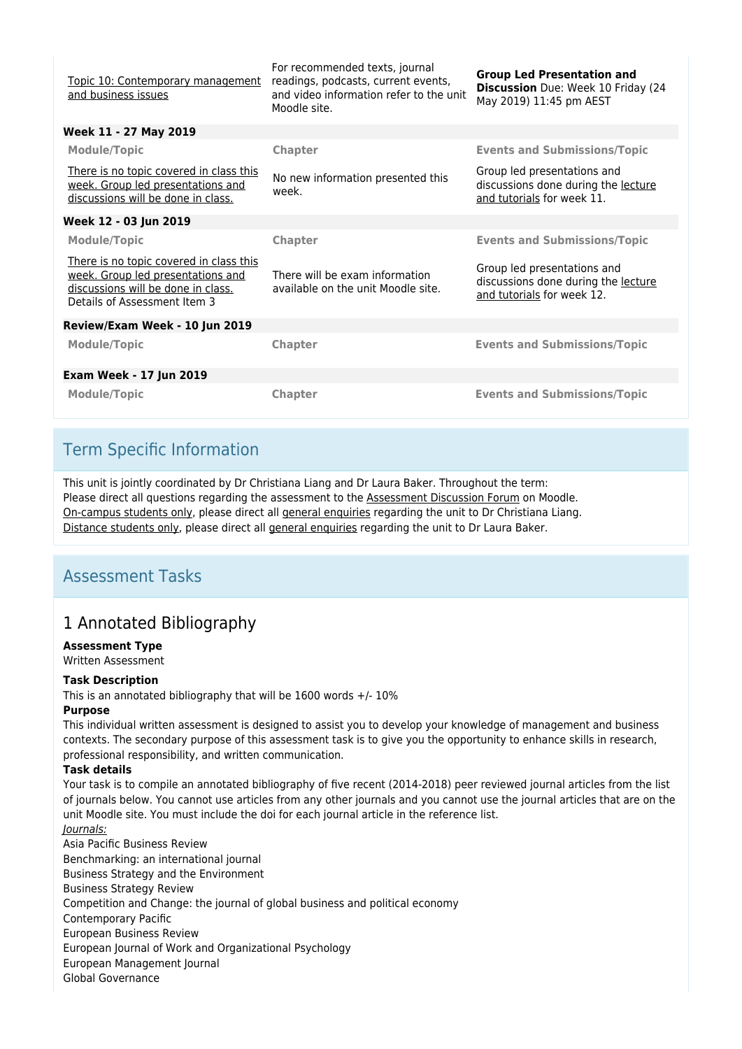| Module/Topic | Chapter | Events and Submissions/Topic |
|---|---|---|
| Topic 10: Contemporary management and business issues | For recommended texts, journal readings, podcasts, current events, and video information refer to the unit Moodle site. | **Group Led Presentation and Discussion** Due: Week 10 Friday (24 May 2019) 11:45 pm AEST |
| **Week 11 - 27 May 2019** | | |
| **Module/Topic** | **Chapter** | **Events and Submissions/Topic** |
| There is no topic covered in class this week. Group led presentations and discussions will be done in class. | No new information presented this week. | Group led presentations and discussions done during the lecture and tutorials for week 11. |
| **Week 12 - 03 Jun 2019** | | |
| **Module/Topic** | **Chapter** | **Events and Submissions/Topic** |
| There is no topic covered in class this week. Group led presentations and discussions will be done in class. Details of Assessment Item 3 | There will be exam information available on the unit Moodle site. | Group led presentations and discussions done during the lecture and tutorials for week 12. |
| **Review/Exam Week - 10 Jun 2019** | | |
| **Module/Topic** | **Chapter** | **Events and Submissions/Topic** |
| **Exam Week - 17 Jun 2019** | | |
| **Module/Topic** | **Chapter** | **Events and Submissions/Topic** |

## Term Specific Information

This unit is jointly coordinated by Dr Christiana Liang and Dr Laura Baker. Throughout the term:
Please direct all questions regarding the assessment to the Assessment Discussion Forum on Moodle.
On-campus students only, please direct all general enquiries regarding the unit to Dr Christiana Liang.
Distance students only, please direct all general enquiries regarding the unit to Dr Laura Baker.

## Assessment Tasks

## 1 Annotated Bibliography

**Assessment Type**
Written Assessment

**Task Description**
This is an annotated bibliography that will be 1600 words +/- 10%

**Purpose**
This individual written assessment is designed to assist you to develop your knowledge of management and business contexts. The secondary purpose of this assessment task is to give you the opportunity to enhance skills in research, professional responsibility, and written communication.

**Task details**
Your task is to compile an annotated bibliography of five recent (2014-2018) peer reviewed journal articles from the list of journals below. You cannot use articles from any other journals and you cannot use the journal articles that are on the unit Moodle site. You must include the doi for each journal article in the reference list.

*Journals:*
Asia Pacific Business Review
Benchmarking: an international journal
Business Strategy and the Environment
Business Strategy Review
Competition and Change: the journal of global business and political economy
Contemporary Pacific
European Business Review
European Journal of Work and Organizational Psychology
European Management Journal
Global Governance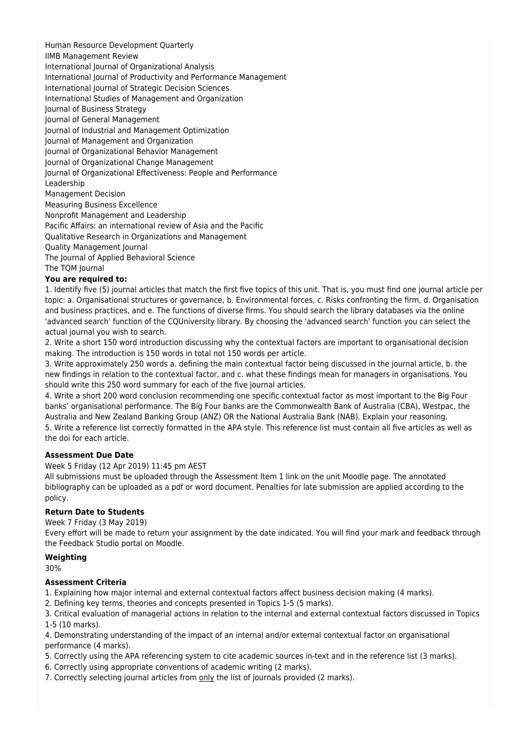Human Resource Development Quarterly
IIMB Management Review
International Journal of Organizational Analysis
International Journal of Productivity and Performance Management
International Journal of Strategic Decision Sciences
International Studies of Management and Organization
Journal of Business Strategy
Journal of General Management
Journal of Industrial and Management Optimization
Journal of Management and Organization
Journal of Organizational Behavior Management
Journal of Organizational Change Management
Journal of Organizational Effectiveness: People and Performance
Leadership
Management Decision
Measuring Business Excellence
Nonprofit Management and Leadership
Pacific Affairs: an international review of Asia and the Pacific
Qualitative Research in Organizations and Management
Quality Management Journal
The Journal of Applied Behavioral Science
The TQM Journal

**You are required to:**

1. Identify five (5) journal articles that match the first five topics of this unit. That is, you must find one journal article per topic: a. Organisational structures or governance, b. Environmental forces, c. Risks confronting the firm, d. Organisation and business practices, and e. The functions of diverse firms. You should search the library databases via the online 'advanced search' function of the CQUniversity library. By choosing the 'advanced search' function you can select the actual journal you wish to search.
2. Write a short 150 word introduction discussing why the contextual factors are important to organisational decision making. The introduction is 150 words in total not 150 words per article.
3. Write approximately 250 words a. defining the main contextual factor being discussed in the journal article, b. the new findings in relation to the contextual factor, and c. what these findings mean for managers in organisations. You should write this 250 word summary for each of the five journal articles.
4. Write a short 200 word conclusion recommending one specific contextual factor as most important to the Big Four banks' organisational performance. The Big Four banks are the Commonwealth Bank of Australia (CBA), Westpac, the Australia and New Zealand Banking Group (ANZ) OR the National Australia Bank (NAB). Explain your reasoning.
5. Write a reference list correctly formatted in the APA style. This reference list must contain all five articles as well as the doi for each article.

**Assessment Due Date**

Week 5 Friday (12 Apr 2019) 11:45 pm AEST

All submissions must be uploaded through the Assessment Item 1 link on the unit Moodle page. The annotated bibliography can be uploaded as a pdf or word document. Penalties for late submission are applied according to the policy.

**Return Date to Students**

Week 7 Friday (3 May 2019)

Every effort will be made to return your assignment by the date indicated. You will find your mark and feedback through the Feedback Studio portal on Moodle.

**Weighting**

30%

**Assessment Criteria**

1. Explaining how major internal and external contextual factors affect business decision making (4 marks).
2. Defining key terms, theories and concepts presented in Topics 1-5 (5 marks).
3. Critical evaluation of managerial actions in relation to the internal and external contextual factors discussed in Topics 1-5 (10 marks).
4. Demonstrating understanding of the impact of an internal and/or external contextual factor on organisational performance (4 marks).
5. Correctly using the APA referencing system to cite academic sources in-text and in the reference list (3 marks).
6. Correctly using appropriate conventions of academic writing (2 marks).
7. Correctly selecting journal articles from only the list of journals provided (2 marks).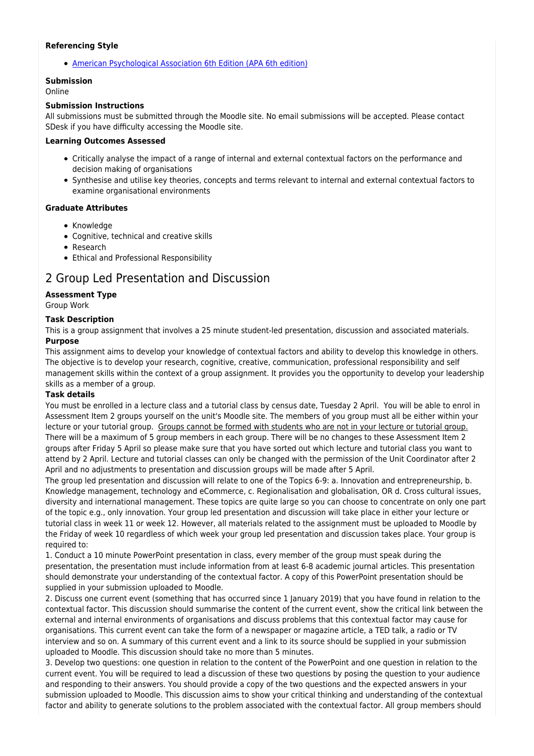**Referencing Style**

- [American Psychological Association 6th Edition (APA 6th edition)](#)

**Submission**

Online

**Submission Instructions**

All submissions must be submitted through the Moodle site. No email submissions will be accepted. Please contact SDesk if you have difficulty accessing the Moodle site.

**Learning Outcomes Assessed**

- Critically analyse the impact of a range of internal and external contextual factors on the performance and decision making of organisations
- Synthesise and utilise key theories, concepts and terms relevant to internal and external contextual factors to examine organisational environments

**Graduate Attributes**

- Knowledge
- Cognitive, technical and creative skills
- Research
- Ethical and Professional Responsibility

## 2 Group Led Presentation and Discussion

**Assessment Type**

Group Work

**Task Description**

This is a group assignment that involves a 25 minute student-led presentation, discussion and associated materials.

**Purpose**

This assignment aims to develop your knowledge of contextual factors and ability to develop this knowledge in others. The objective is to develop your research, cognitive, creative, communication, professional responsibility and self management skills within the context of a group assignment. It provides you the opportunity to develop your leadership skills as a member of a group.

**Task details**

You must be enrolled in a lecture class and a tutorial class by census date, Tuesday 2 April. You will be able to enrol in Assessment Item 2 groups yourself on the unit's Moodle site. The members of you group must all be either within your lecture or your tutorial group. Groups cannot be formed with students who are not in your lecture or tutorial group. There will be a maximum of 5 group members in each group. There will be no changes to these Assessment Item 2 groups after Friday 5 April so please make sure that you have sorted out which lecture and tutorial class you want to attend by 2 April. Lecture and tutorial classes can only be changed with the permission of the Unit Coordinator after 2 April and no adjustments to presentation and discussion groups will be made after 5 April.

The group led presentation and discussion will relate to one of the Topics 6-9: a. Innovation and entrepreneurship, b. Knowledge management, technology and eCommerce, c. Regionalisation and globalisation, OR d. Cross cultural issues, diversity and international management. These topics are quite large so you can choose to concentrate on only one part of the topic e.g., only innovation. Your group led presentation and discussion will take place in either your lecture or tutorial class in week 11 or week 12. However, all materials related to the assignment must be uploaded to Moodle by the Friday of week 10 regardless of which week your group led presentation and discussion takes place. Your group is required to:

1. Conduct a 10 minute PowerPoint presentation in class, every member of the group must speak during the presentation, the presentation must include information from at least 6-8 academic journal articles. This presentation should demonstrate your understanding of the contextual factor. A copy of this PowerPoint presentation should be supplied in your submission uploaded to Moodle.

2. Discuss one current event (something that has occurred since 1 January 2019) that you have found in relation to the contextual factor. This discussion should summarise the content of the current event, show the critical link between the external and internal environments of organisations and discuss problems that this contextual factor may cause for organisations. This current event can take the form of a newspaper or magazine article, a TED talk, a radio or TV interview and so on. A summary of this current event and a link to its source should be supplied in your submission uploaded to Moodle. This discussion should take no more than 5 minutes.

3. Develop two questions: one question in relation to the content of the PowerPoint and one question in relation to the current event. You will be required to lead a discussion of these two questions by posing the question to your audience and responding to their answers. You should provide a copy of the two questions and the expected answers in your submission uploaded to Moodle. This discussion aims to show your critical thinking and understanding of the contextual factor and ability to generate solutions to the problem associated with the contextual factor. All group members should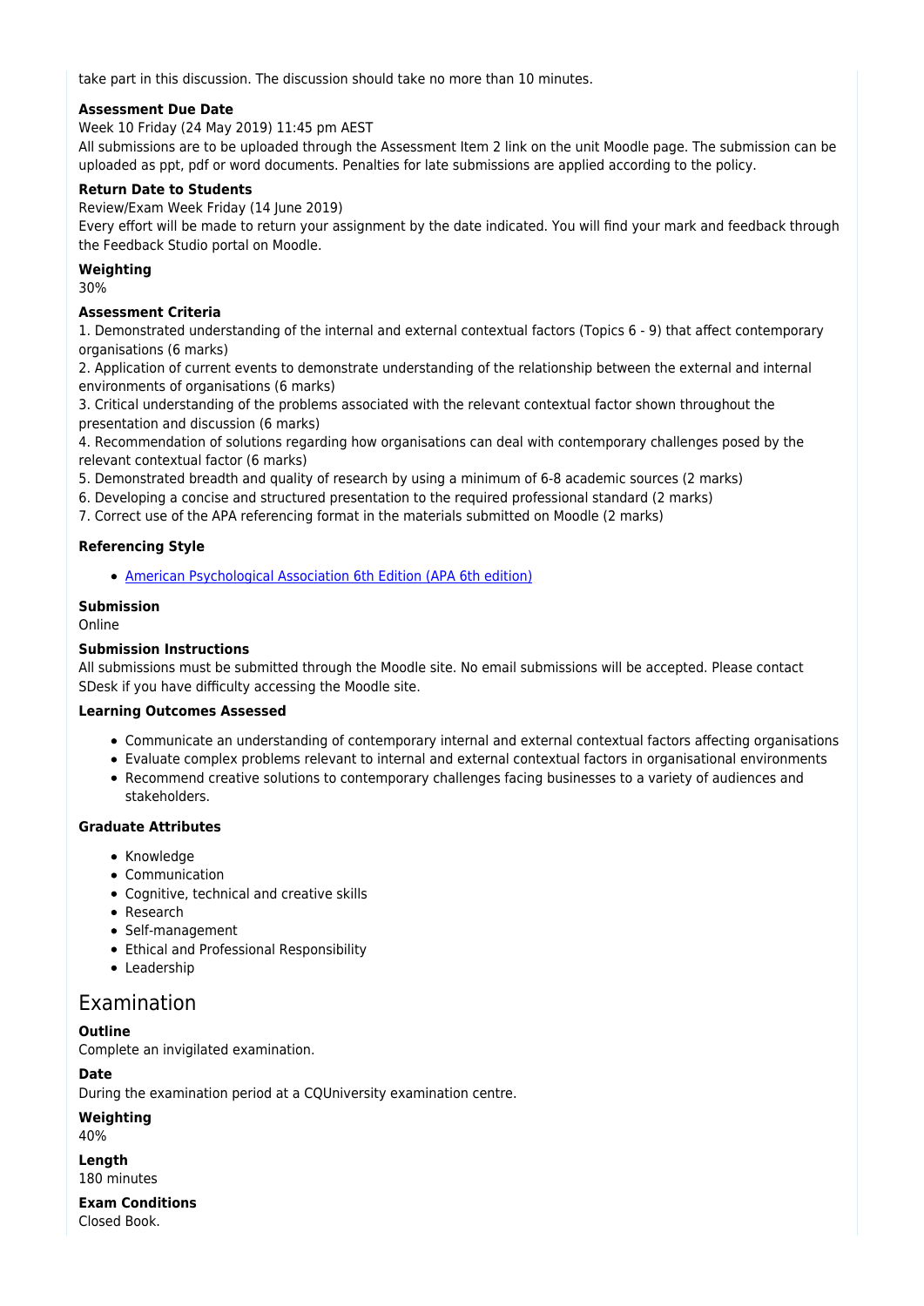take part in this discussion. The discussion should take no more than 10 minutes.

**Assessment Due Date**

Week 10 Friday (24 May 2019) 11:45 pm AEST

All submissions are to be uploaded through the Assessment Item 2 link on the unit Moodle page. The submission can be uploaded as ppt, pdf or word documents. Penalties for late submissions are applied according to the policy.

**Return Date to Students**

Review/Exam Week Friday (14 June 2019)

Every effort will be made to return your assignment by the date indicated. You will find your mark and feedback through the Feedback Studio portal on Moodle.

**Weighting**

30%

**Assessment Criteria**

1. Demonstrated understanding of the internal and external contextual factors (Topics 6 - 9) that affect contemporary organisations (6 marks)
2. Application of current events to demonstrate understanding of the relationship between the external and internal environments of organisations (6 marks)
3. Critical understanding of the problems associated with the relevant contextual factor shown throughout the presentation and discussion (6 marks)
4. Recommendation of solutions regarding how organisations can deal with contemporary challenges posed by the relevant contextual factor (6 marks)
5. Demonstrated breadth and quality of research by using a minimum of 6-8 academic sources (2 marks)
6. Developing a concise and structured presentation to the required professional standard (2 marks)
7. Correct use of the APA referencing format in the materials submitted on Moodle (2 marks)

**Referencing Style**

- American Psychological Association 6th Edition (APA 6th edition)

**Submission**

Online

**Submission Instructions**

All submissions must be submitted through the Moodle site. No email submissions will be accepted. Please contact SDesk if you have difficulty accessing the Moodle site.

**Learning Outcomes Assessed**

- Communicate an understanding of contemporary internal and external contextual factors affecting organisations
- Evaluate complex problems relevant to internal and external contextual factors in organisational environments
- Recommend creative solutions to contemporary challenges facing businesses to a variety of audiences and stakeholders.

**Graduate Attributes**

- Knowledge
- Communication
- Cognitive, technical and creative skills
- Research
- Self-management
- Ethical and Professional Responsibility
- Leadership

## Examination

**Outline**

Complete an invigilated examination.

**Date**

During the examination period at a CQUniversity examination centre.

**Weighting**

40%

**Length**

180 minutes

**Exam Conditions**

Closed Book.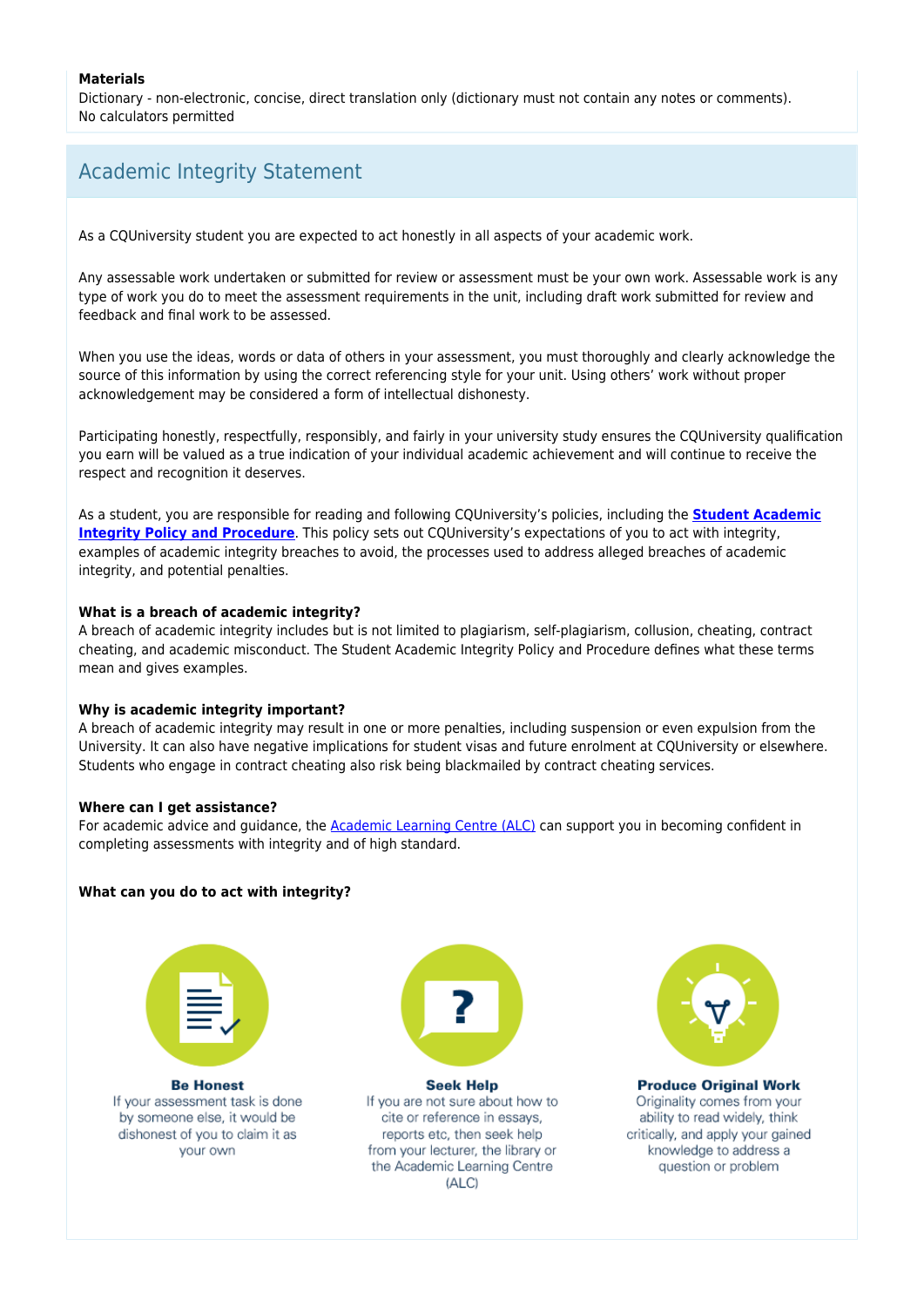**Materials**
Dictionary - non-electronic, concise, direct translation only (dictionary must not contain any notes or comments).
No calculators permitted

## Academic Integrity Statement

As a CQUniversity student you are expected to act honestly in all aspects of your academic work.

Any assessable work undertaken or submitted for review or assessment must be your own work. Assessable work is any type of work you do to meet the assessment requirements in the unit, including draft work submitted for review and feedback and final work to be assessed.

When you use the ideas, words or data of others in your assessment, you must thoroughly and clearly acknowledge the source of this information by using the correct referencing style for your unit. Using others' work without proper acknowledgement may be considered a form of intellectual dishonesty.

Participating honestly, respectfully, responsibly, and fairly in your university study ensures the CQUniversity qualification you earn will be valued as a true indication of your individual academic achievement and will continue to receive the respect and recognition it deserves.

As a student, you are responsible for reading and following CQUniversity's policies, including the **Student Academic Integrity Policy and Procedure**. This policy sets out CQUniversity's expectations of you to act with integrity, examples of academic integrity breaches to avoid, the processes used to address alleged breaches of academic integrity, and potential penalties.

**What is a breach of academic integrity?**
A breach of academic integrity includes but is not limited to plagiarism, self-plagiarism, collusion, cheating, contract cheating, and academic misconduct. The Student Academic Integrity Policy and Procedure defines what these terms mean and gives examples.

**Why is academic integrity important?**
A breach of academic integrity may result in one or more penalties, including suspension or even expulsion from the University. It can also have negative implications for student visas and future enrolment at CQUniversity or elsewhere. Students who engage in contract cheating also risk being blackmailed by contract cheating services.

**Where can I get assistance?**
For academic advice and guidance, the Academic Learning Centre (ALC) can support you in becoming confident in completing assessments with integrity and of high standard.

**What can you do to act with integrity?**

**Be Honest**
If your assessment task is done by someone else, it would be dishonest of you to claim it as your own

**Seek Help**
If you are not sure about how to cite or reference in essays, reports etc, then seek help from your lecturer, the library or the Academic Learning Centre (ALC)

**Produce Original Work**
Originality comes from your ability to read widely, think critically, and apply your gained knowledge to address a question or problem